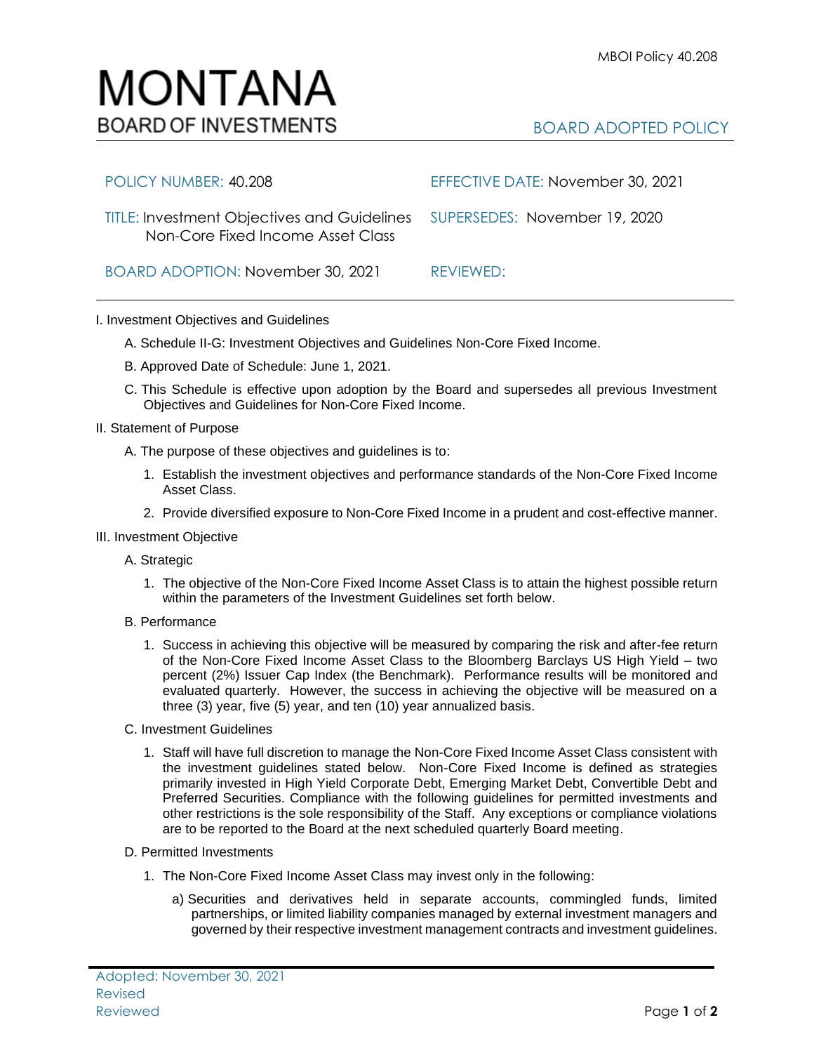# MONTANA
BOARD OF INVESTMENTS

BOARD ADOPTED POLICY

| | |
|---|---|
| POLICY NUMBER: 40.208 | EFFECTIVE DATE: November 30, 2021 |
| TITLE: Investment Objectives and Guidelines Non-Core Fixed Income Asset Class | SUPERSEDES: November 19, 2020 |
| BOARD ADOPTION: November 30, 2021 | REVIEWED: |

I. Investment Objectives and Guidelines

A. Schedule II-G: Investment Objectives and Guidelines Non-Core Fixed Income.

B. Approved Date of Schedule: June 1, 2021.

C. This Schedule is effective upon adoption by the Board and supersedes all previous Investment Objectives and Guidelines for Non-Core Fixed Income.

II. Statement of Purpose

A. The purpose of these objectives and guidelines is to:

1. Establish the investment objectives and performance standards of the Non-Core Fixed Income Asset Class.
2. Provide diversified exposure to Non-Core Fixed Income in a prudent and cost-effective manner.

III. Investment Objective

A. Strategic

1. The objective of the Non-Core Fixed Income Asset Class is to attain the highest possible return within the parameters of the Investment Guidelines set forth below.

B. Performance

1. Success in achieving this objective will be measured by comparing the risk and after-fee return of the Non-Core Fixed Income Asset Class to the Bloomberg Barclays US High Yield – two percent (2%) Issuer Cap Index (the Benchmark). Performance results will be monitored and evaluated quarterly. However, the success in achieving the objective will be measured on a three (3) year, five (5) year, and ten (10) year annualized basis.

C. Investment Guidelines

1. Staff will have full discretion to manage the Non-Core Fixed Income Asset Class consistent with the investment guidelines stated below. Non-Core Fixed Income is defined as strategies primarily invested in High Yield Corporate Debt, Emerging Market Debt, Convertible Debt and Preferred Securities. Compliance with the following guidelines for permitted investments and other restrictions is the sole responsibility of the Staff. Any exceptions or compliance violations are to be reported to the Board at the next scheduled quarterly Board meeting.

D. Permitted Investments

1. The Non-Core Fixed Income Asset Class may invest only in the following:

   a) Securities and derivatives held in separate accounts, commingled funds, limited partnerships, or limited liability companies managed by external investment managers and governed by their respective investment management contracts and investment guidelines.

Adopted: November 30, 2021
Revised
Reviewed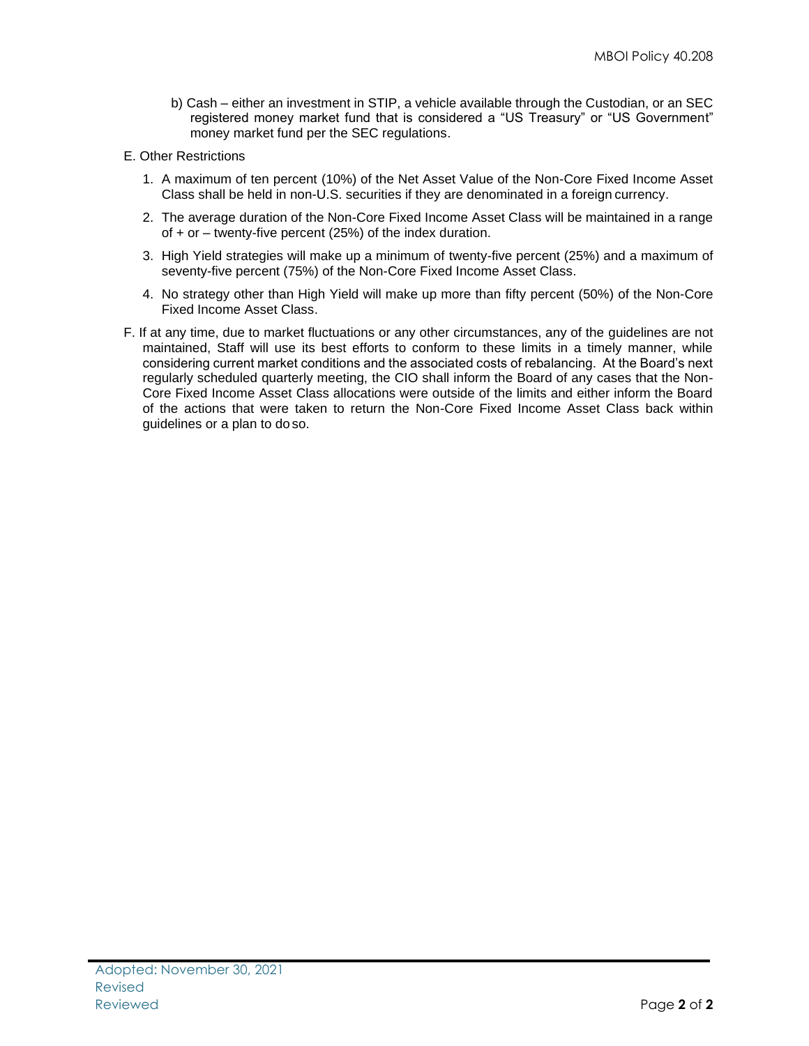b) Cash – either an investment in STIP, a vehicle available through the Custodian, or an SEC registered money market fund that is considered a "US Treasury" or "US Government" money market fund per the SEC regulations.

E. Other Restrictions

1. A maximum of ten percent (10%) of the Net Asset Value of the Non-Core Fixed Income Asset Class shall be held in non-U.S. securities if they are denominated in a foreign currency.
2. The average duration of the Non-Core Fixed Income Asset Class will be maintained in a range of + or – twenty-five percent (25%) of the index duration.
3. High Yield strategies will make up a minimum of twenty-five percent (25%) and a maximum of seventy-five percent (75%) of the Non-Core Fixed Income Asset Class.
4. No strategy other than High Yield will make up more than fifty percent (50%) of the Non-Core Fixed Income Asset Class.

F. If at any time, due to market fluctuations or any other circumstances, any of the guidelines are not maintained, Staff will use its best efforts to conform to these limits in a timely manner, while considering current market conditions and the associated costs of rebalancing. At the Board's next regularly scheduled quarterly meeting, the CIO shall inform the Board of any cases that the Non-Core Fixed Income Asset Class allocations were outside of the limits and either inform the Board of the actions that were taken to return the Non-Core Fixed Income Asset Class back within guidelines or a plan to do so.

Adopted: November 30, 2021
Revised
Reviewed